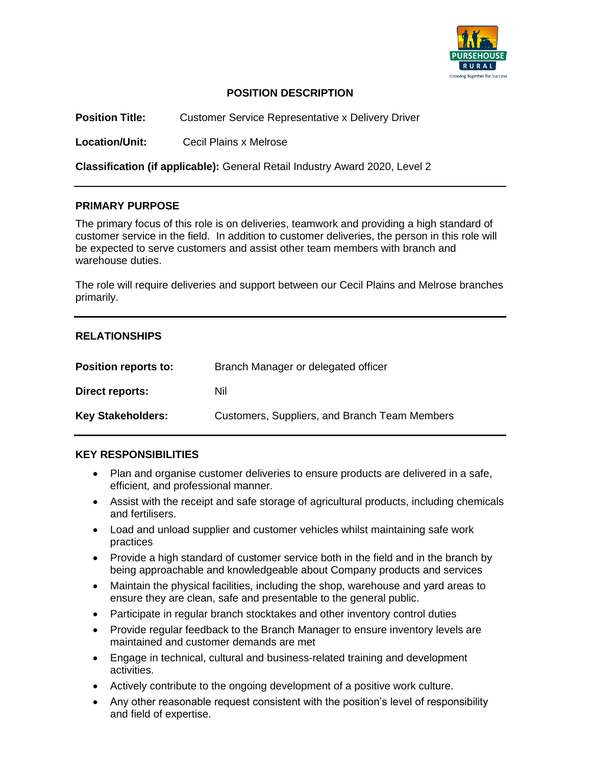# POSITION DESCRIPTION

**Position Title:** Customer Service Representative x Delivery Driver

**Location/Unit:** Cecil Plains x Melrose

**Classification (if applicable):** General Retail Industry Award 2020, Level 2

---

## PRIMARY PURPOSE

The primary focus of this role is on deliveries, teamwork and providing a high standard of customer service in the field. In addition to customer deliveries, the person in this role will be expected to serve customers and assist other team members with branch and warehouse duties.

The role will require deliveries and support between our Cecil Plains and Melrose branches primarily.

---

## RELATIONSHIPS

**Position reports to:** Branch Manager or delegated officer

**Direct reports:** Nil

**Key Stakeholders:** Customers, Suppliers, and Branch Team Members

---

## KEY RESPONSIBILITIES

- Plan and organise customer deliveries to ensure products are delivered in a safe, efficient, and professional manner.
- Assist with the receipt and safe storage of agricultural products, including chemicals and fertilisers.
- Load and unload supplier and customer vehicles whilst maintaining safe work practices
- Provide a high standard of customer service both in the field and in the branch by being approachable and knowledgeable about Company products and services
- Maintain the physical facilities, including the shop, warehouse and yard areas to ensure they are clean, safe and presentable to the general public.
- Participate in regular branch stocktakes and other inventory control duties
- Provide regular feedback to the Branch Manager to ensure inventory levels are maintained and customer demands are met
- Engage in technical, cultural and business-related training and development activities.
- Actively contribute to the ongoing development of a positive work culture.
- Any other reasonable request consistent with the position's level of responsibility and field of expertise.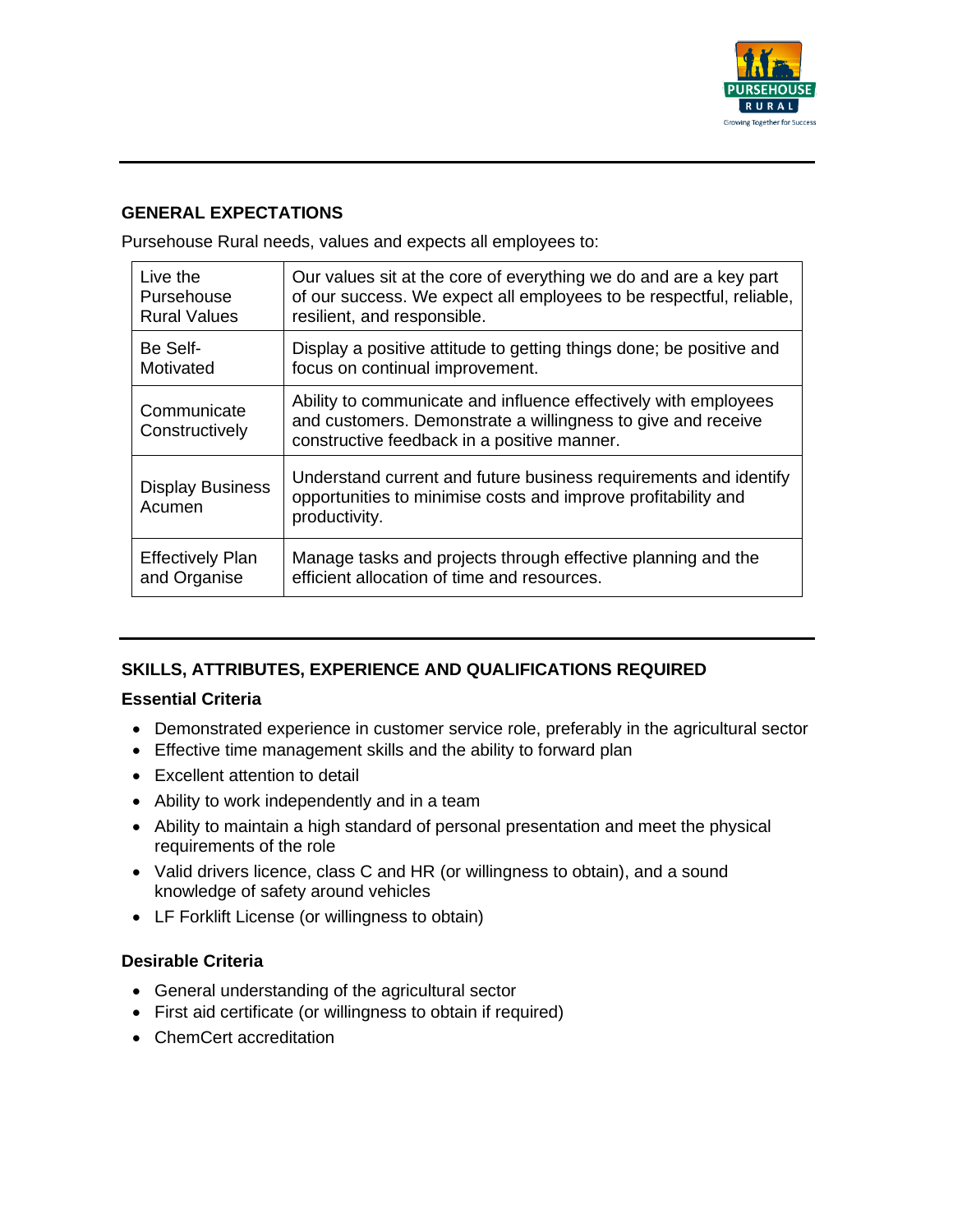## GENERAL EXPECTATIONS

Pursehouse Rural needs, values and expects all employees to:

| | |
|---|---|
| Live the Pursehouse Rural Values | Our values sit at the core of everything we do and are a key part of our success. We expect all employees to be respectful, reliable, resilient, and responsible. |
| Be Self-Motivated | Display a positive attitude to getting things done; be positive and focus on continual improvement. |
| Communicate Constructively | Ability to communicate and influence effectively with employees and customers. Demonstrate a willingness to give and receive constructive feedback in a positive manner. |
| Display Business Acumen | Understand current and future business requirements and identify opportunities to minimise costs and improve profitability and productivity. |
| Effectively Plan and Organise | Manage tasks and projects through effective planning and the efficient allocation of time and resources. |

## SKILLS, ATTRIBUTES, EXPERIENCE AND QUALIFICATIONS REQUIRED

### Essential Criteria

- Demonstrated experience in customer service role, preferably in the agricultural sector
- Effective time management skills and the ability to forward plan
- Excellent attention to detail
- Ability to work independently and in a team
- Ability to maintain a high standard of personal presentation and meet the physical requirements of the role
- Valid drivers licence, class C and HR (or willingness to obtain), and a sound knowledge of safety around vehicles
- LF Forklift License (or willingness to obtain)

### Desirable Criteria

- General understanding of the agricultural sector
- First aid certificate (or willingness to obtain if required)
- ChemCert accreditation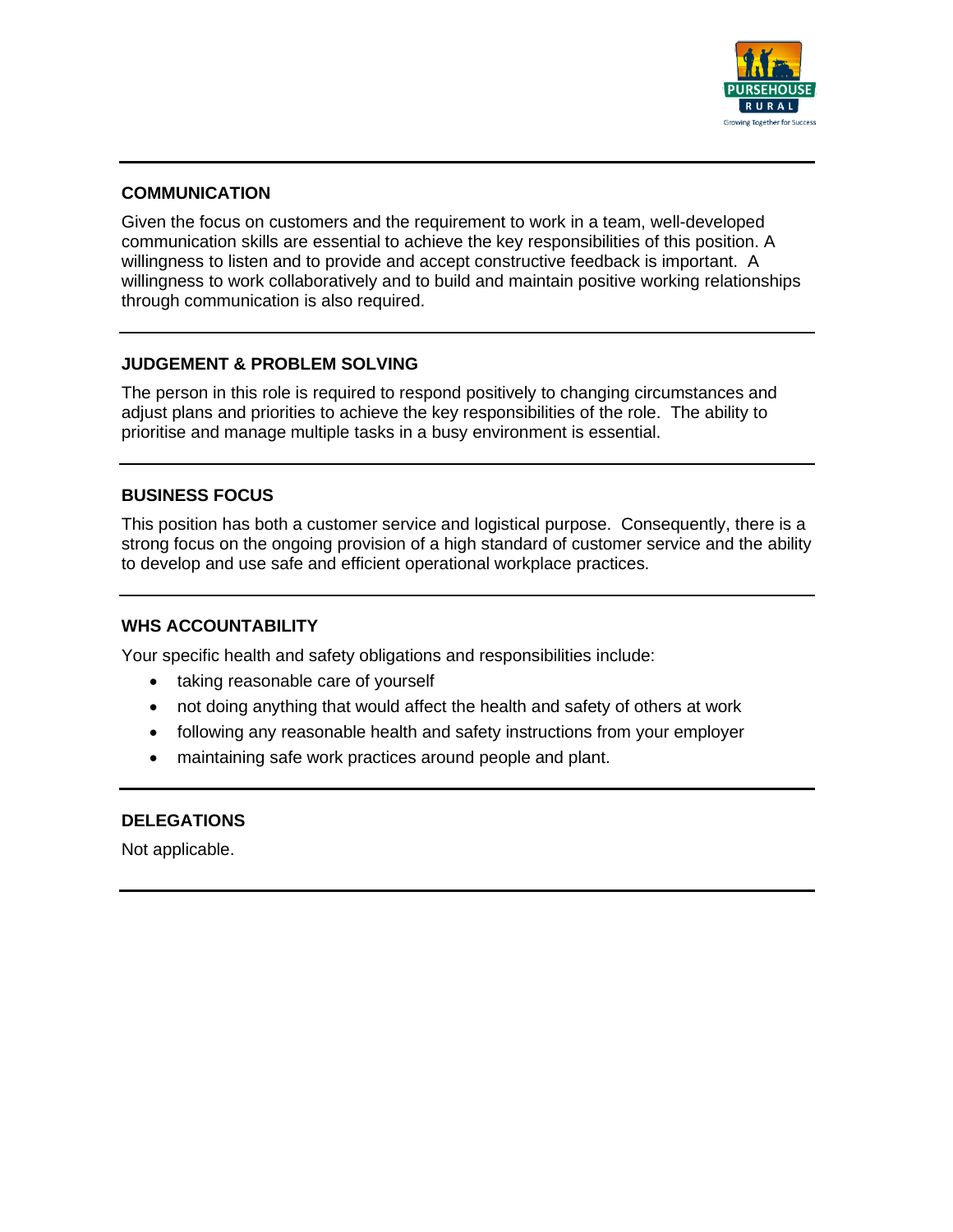## COMMUNICATION

Given the focus on customers and the requirement to work in a team, well-developed communication skills are essential to achieve the key responsibilities of this position. A willingness to listen and to provide and accept constructive feedback is important. A willingness to work collaboratively and to build and maintain positive working relationships through communication is also required.

## JUDGEMENT & PROBLEM SOLVING

The person in this role is required to respond positively to changing circumstances and adjust plans and priorities to achieve the key responsibilities of the role. The ability to prioritise and manage multiple tasks in a busy environment is essential.

## BUSINESS FOCUS

This position has both a customer service and logistical purpose. Consequently, there is a strong focus on the ongoing provision of a high standard of customer service and the ability to develop and use safe and efficient operational workplace practices.

## WHS ACCOUNTABILITY

Your specific health and safety obligations and responsibilities include:

- taking reasonable care of yourself
- not doing anything that would affect the health and safety of others at work
- following any reasonable health and safety instructions from your employer
- maintaining safe work practices around people and plant.

## DELEGATIONS

Not applicable.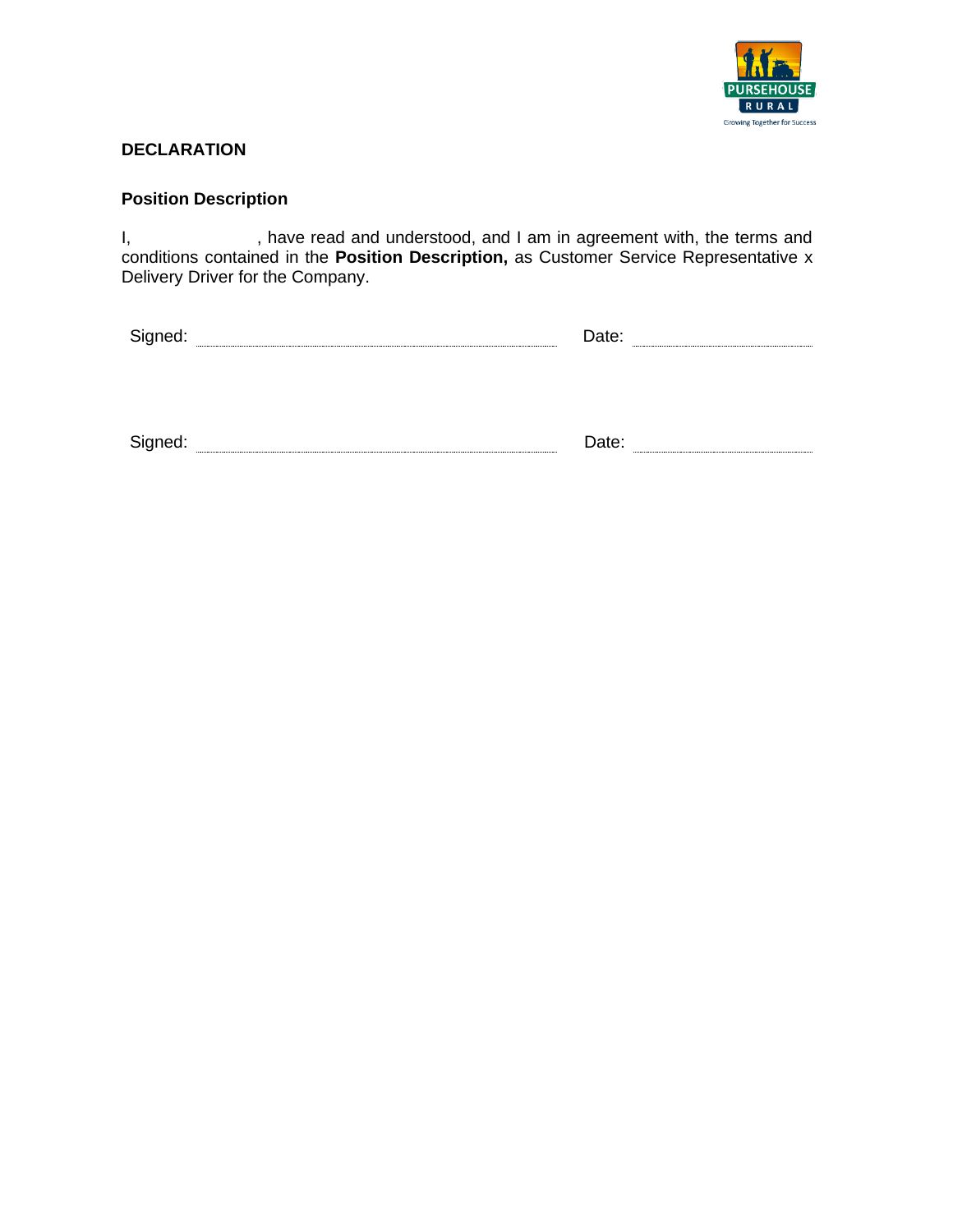## DECLARATION

### Position Description

I, ____________, have read and understood, and I am in agreement with, the terms and conditions contained in the **Position Description,** as Customer Service Representative x Delivery Driver for the Company.

Signed: ________________________________ Date: ________________

Signed: ________________________________ Date: ________________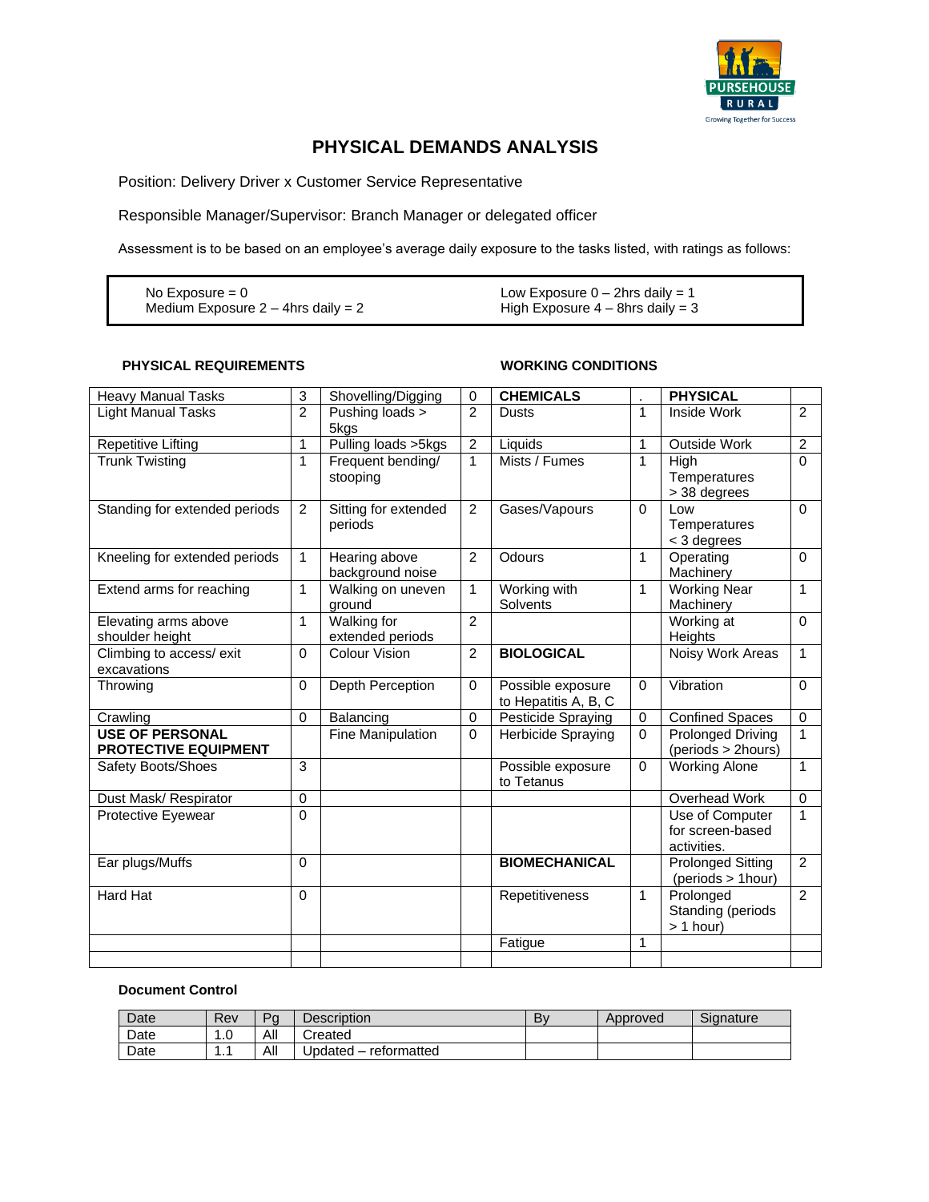# PHYSICAL DEMANDS ANALYSIS

Position: Delivery Driver x Customer Service Representative

Responsible Manager/Supervisor: Branch Manager or delegated officer

Assessment is to be based on an employee's average daily exposure to the tasks listed, with ratings as follows:

| | |
|---|---|
| No Exposure = 0<br>Medium Exposure 2 – 4hrs daily = 2 | Low Exposure 0 – 2hrs daily = 1<br>High Exposure 4 – 8hrs daily = 3 |

**PHYSICAL REQUIREMENTS** | **WORKING CONDITIONS**

| | | | | | | | |
|---|---|---|---|---|---|---|---|
| Heavy Manual Tasks | 3 | Shovelling/Digging | 0 | **CHEMICALS** | . | **PHYSICAL** | |
| Light Manual Tasks | 2 | Pushing loads > 5kgs | 2 | Dusts | 1 | Inside Work | 2 |
| Repetitive Lifting | 1 | Pulling loads >5kgs | 2 | Liquids | 1 | Outside Work | 2 |
| Trunk Twisting | 1 | Frequent bending/ stooping | 1 | Mists / Fumes | 1 | High Temperatures > 38 degrees | 0 |
| Standing for extended periods | 2 | Sitting for extended periods | 2 | Gases/Vapours | 0 | Low Temperatures < 3 degrees | 0 |
| Kneeling for extended periods | 1 | Hearing above background noise | 2 | Odours | 1 | Operating Machinery | 0 |
| Extend arms for reaching | 1 | Walking on uneven ground | 1 | Working with Solvents | 1 | Working Near Machinery | 1 |
| Elevating arms above shoulder height | 1 | Walking for extended periods | 2 | | | Working at Heights | 0 |
| Climbing to access/ exit excavations | 0 | Colour Vision | 2 | **BIOLOGICAL** | | Noisy Work Areas | 1 |
| Throwing | 0 | Depth Perception | 0 | Possible exposure to Hepatitis A, B, C | 0 | Vibration | 0 |
| Crawling | 0 | Balancing | 0 | Pesticide Spraying | 0 | Confined Spaces | 0 |
| **USE OF PERSONAL PROTECTIVE EQUIPMENT** | | Fine Manipulation | 0 | Herbicide Spraying | 0 | Prolonged Driving (periods > 2hours) | 1 |
| Safety Boots/Shoes | 3 | | | Possible exposure to Tetanus | 0 | Working Alone | 1 |
| Dust Mask/ Respirator | 0 | | | | | Overhead Work | 0 |
| Protective Eyewear | 0 | | | | | Use of Computer for screen-based activities. | 1 |
| Ear plugs/Muffs | 0 | | | **BIOMECHANICAL** | | Prolonged Sitting (periods > 1hour) | 2 |
| Hard Hat | 0 | | | Repetitiveness | 1 | Prolonged Standing (periods > 1 hour) | 2 |
| | | | | Fatigue | 1 | | |
| | | | | | | | |

**Document Control**

| Date | Rev | Pg | Description | By | Approved | Signature |
|---|---|---|---|---|---|---|
| Date | 1.0 | All | Created | | | |
| Date | 1.1 | All | Updated – reformatted | | | |